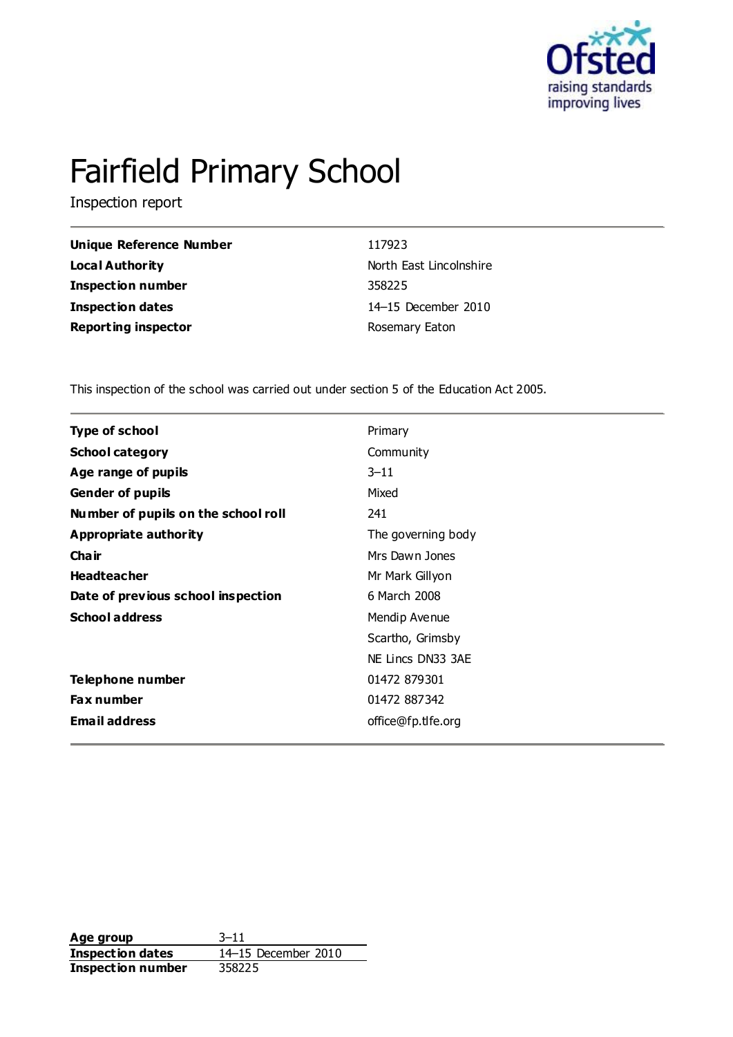# Fairfield Primary School

Inspection report

| | |
|---|---|
| **Unique Reference Number** | 117923 |
| **Local Authority** | North East Lincolnshire |
| **Inspection number** | 358225 |
| **Inspection dates** | 14–15 December 2010 |
| **Reporting inspector** | Rosemary Eaton |

This inspection of the school was carried out under section 5 of the Education Act 2005.

| | |
|---|---|
| **Type of school** | Primary |
| **School category** | Community |
| **Age range of pupils** | 3–11 |
| **Gender of pupils** | Mixed |
| **Number of pupils on the school roll** | 241 |
| **Appropriate authority** | The governing body |
| **Chair** | Mrs Dawn Jones |
| **Headteacher** | Mr Mark Gillyon |
| **Date of previous school inspection** | 6 March 2008 |
| **School address** | Mendip Avenue |
| | Scartho, Grimsby |
| | NE Lincs DN33 3AE |
| **Telephone number** | 01472 879301 |
| **Fax number** | 01472 887342 |
| **Email address** | office@fp.tlfe.org |

| | |
|---|---|
| **Age group** | 3–11 |
| **Inspection dates** | 14–15 December 2010 |
| **Inspection number** | 358225 |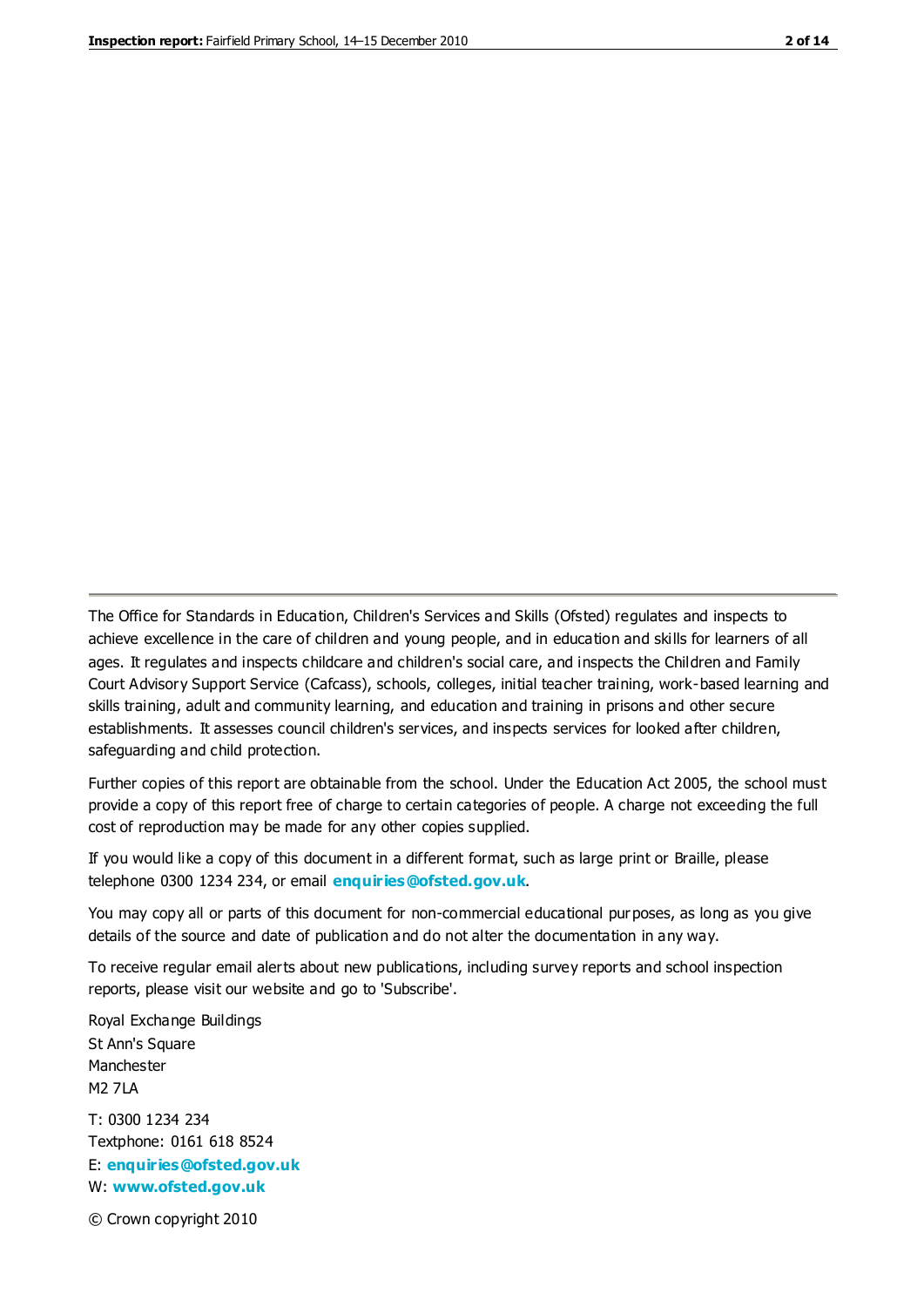The Office for Standards in Education, Children's Services and Skills (Ofsted) regulates and inspects to achieve excellence in the care of children and young people, and in education and skills for learners of all ages. It regulates and inspects childcare and children's social care, and inspects the Children and Family Court Advisory Support Service (Cafcass), schools, colleges, initial teacher training, work-based learning and skills training, adult and community learning, and education and training in prisons and other secure establishments. It assesses council children's services, and inspects services for looked after children, safeguarding and child protection.

Further copies of this report are obtainable from the school. Under the Education Act 2005, the school must provide a copy of this report free of charge to certain categories of people. A charge not exceeding the full cost of reproduction may be made for any other copies supplied.

If you would like a copy of this document in a different format, such as large print or Braille, please telephone 0300 1234 234, or email **enquiries@ofsted.gov.uk**.

You may copy all or parts of this document for non-commercial educational purposes, as long as you give details of the source and date of publication and do not alter the documentation in any way.

To receive regular email alerts about new publications, including survey reports and school inspection reports, please visit our website and go to 'Subscribe'.

Royal Exchange Buildings
St Ann's Square
Manchester
M2 7LA

T: 0300 1234 234
Textphone: 0161 618 8524
E: **enquiries@ofsted.gov.uk**
W: **www.ofsted.gov.uk**

© Crown copyright 2010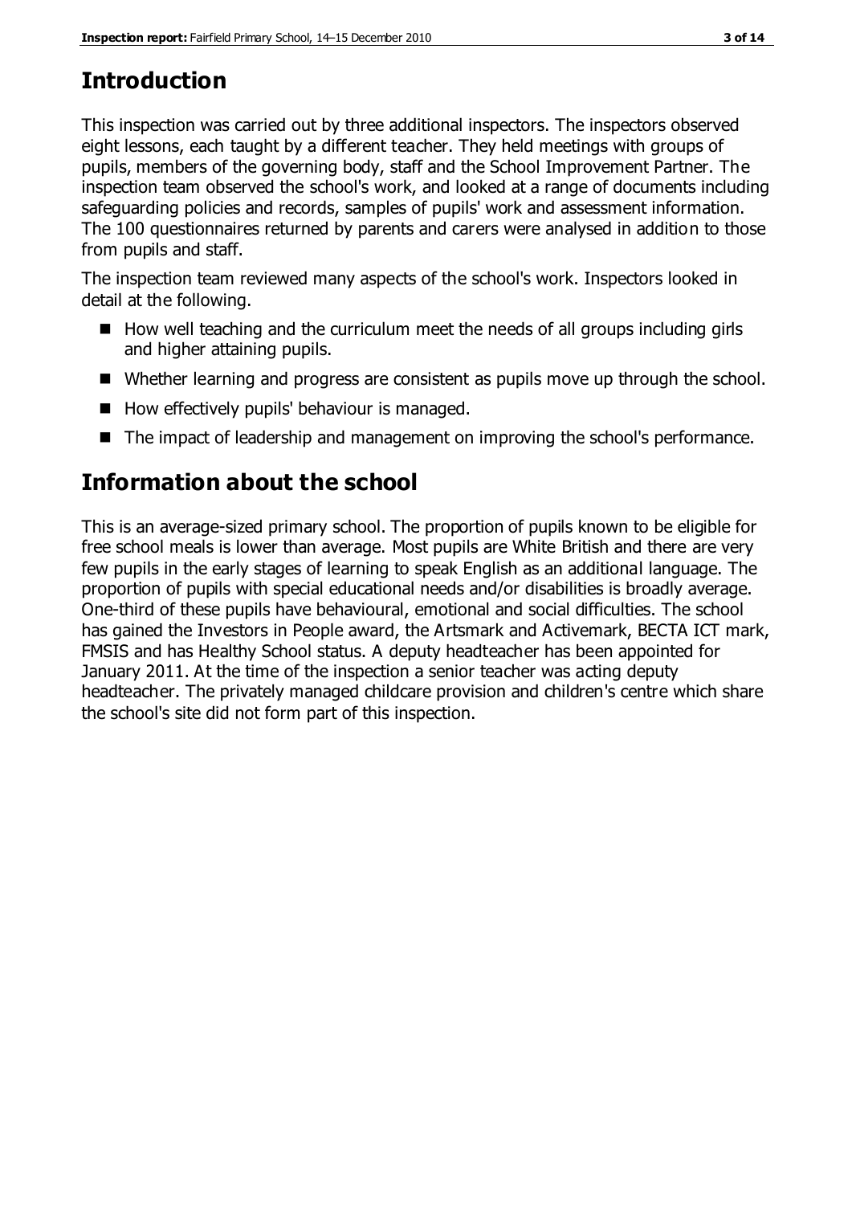## Introduction

This inspection was carried out by three additional inspectors. The inspectors observed eight lessons, each taught by a different teacher. They held meetings with groups of pupils, members of the governing body, staff and the School Improvement Partner. The inspection team observed the school's work, and looked at a range of documents including safeguarding policies and records, samples of pupils' work and assessment information. The 100 questionnaires returned by parents and carers were analysed in addition to those from pupils and staff.

The inspection team reviewed many aspects of the school's work. Inspectors looked in detail at the following.

- How well teaching and the curriculum meet the needs of all groups including girls and higher attaining pupils.
- Whether learning and progress are consistent as pupils move up through the school.
- How effectively pupils' behaviour is managed.
- The impact of leadership and management on improving the school's performance.

## Information about the school

This is an average-sized primary school. The proportion of pupils known to be eligible for free school meals is lower than average. Most pupils are White British and there are very few pupils in the early stages of learning to speak English as an additional language. The proportion of pupils with special educational needs and/or disabilities is broadly average. One-third of these pupils have behavioural, emotional and social difficulties. The school has gained the Investors in People award, the Artsmark and Activemark, BECTA ICT mark, FMSIS and has Healthy School status. A deputy headteacher has been appointed for January 2011. At the time of the inspection a senior teacher was acting deputy headteacher. The privately managed childcare provision and children's centre which share the school's site did not form part of this inspection.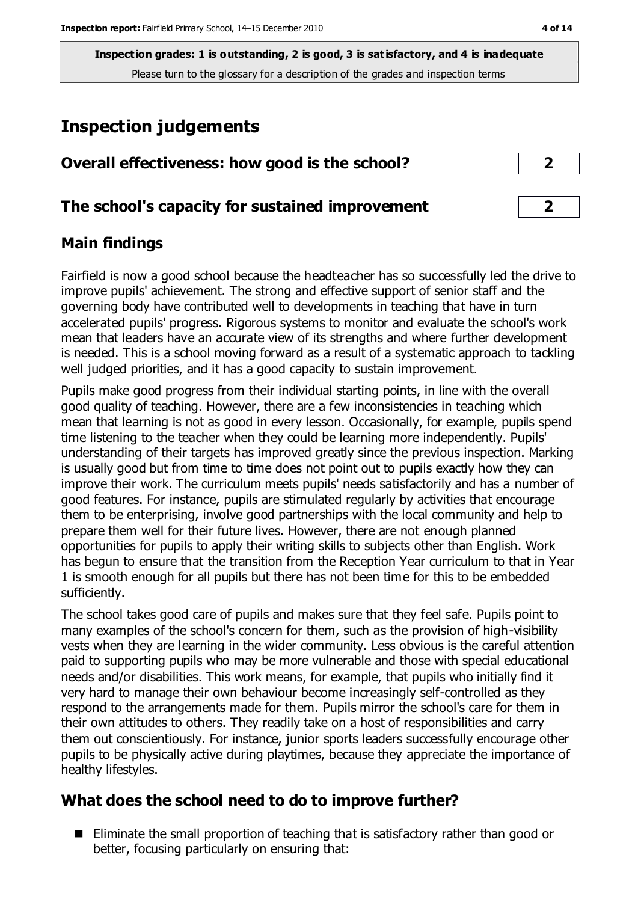**Inspection grades: 1 is outstanding, 2 is good, 3 is satisfactory, and 4 is inadequate**
Please turn to the glossary for a description of the grades and inspection terms

# Inspection judgements

| | |
|---|---|
| **Overall effectiveness: how good is the school?** | **2** |
| **The school's capacity for sustained improvement** | **2** |

## Main findings

Fairfield is now a good school because the headteacher has so successfully led the drive to improve pupils' achievement. The strong and effective support of senior staff and the governing body have contributed well to developments in teaching that have in turn accelerated pupils' progress. Rigorous systems to monitor and evaluate the school's work mean that leaders have an accurate view of its strengths and where further development is needed. This is a school moving forward as a result of a systematic approach to tackling well judged priorities, and it has a good capacity to sustain improvement.

Pupils make good progress from their individual starting points, in line with the overall good quality of teaching. However, there are a few inconsistencies in teaching which mean that learning is not as good in every lesson. Occasionally, for example, pupils spend time listening to the teacher when they could be learning more independently. Pupils' understanding of their targets has improved greatly since the previous inspection. Marking is usually good but from time to time does not point out to pupils exactly how they can improve their work. The curriculum meets pupils' needs satisfactorily and has a number of good features. For instance, pupils are stimulated regularly by activities that encourage them to be enterprising, involve good partnerships with the local community and help to prepare them well for their future lives. However, there are not enough planned opportunities for pupils to apply their writing skills to subjects other than English. Work has begun to ensure that the transition from the Reception Year curriculum to that in Year 1 is smooth enough for all pupils but there has not been time for this to be embedded sufficiently.

The school takes good care of pupils and makes sure that they feel safe. Pupils point to many examples of the school's concern for them, such as the provision of high-visibility vests when they are learning in the wider community. Less obvious is the careful attention paid to supporting pupils who may be more vulnerable and those with special educational needs and/or disabilities. This work means, for example, that pupils who initially find it very hard to manage their own behaviour become increasingly self-controlled as they respond to the arrangements made for them. Pupils mirror the school's care for them in their own attitudes to others. They readily take on a host of responsibilities and carry them out conscientiously. For instance, junior sports leaders successfully encourage other pupils to be physically active during playtimes, because they appreciate the importance of healthy lifestyles.

## What does the school need to do to improve further?

- Eliminate the small proportion of teaching that is satisfactory rather than good or better, focusing particularly on ensuring that: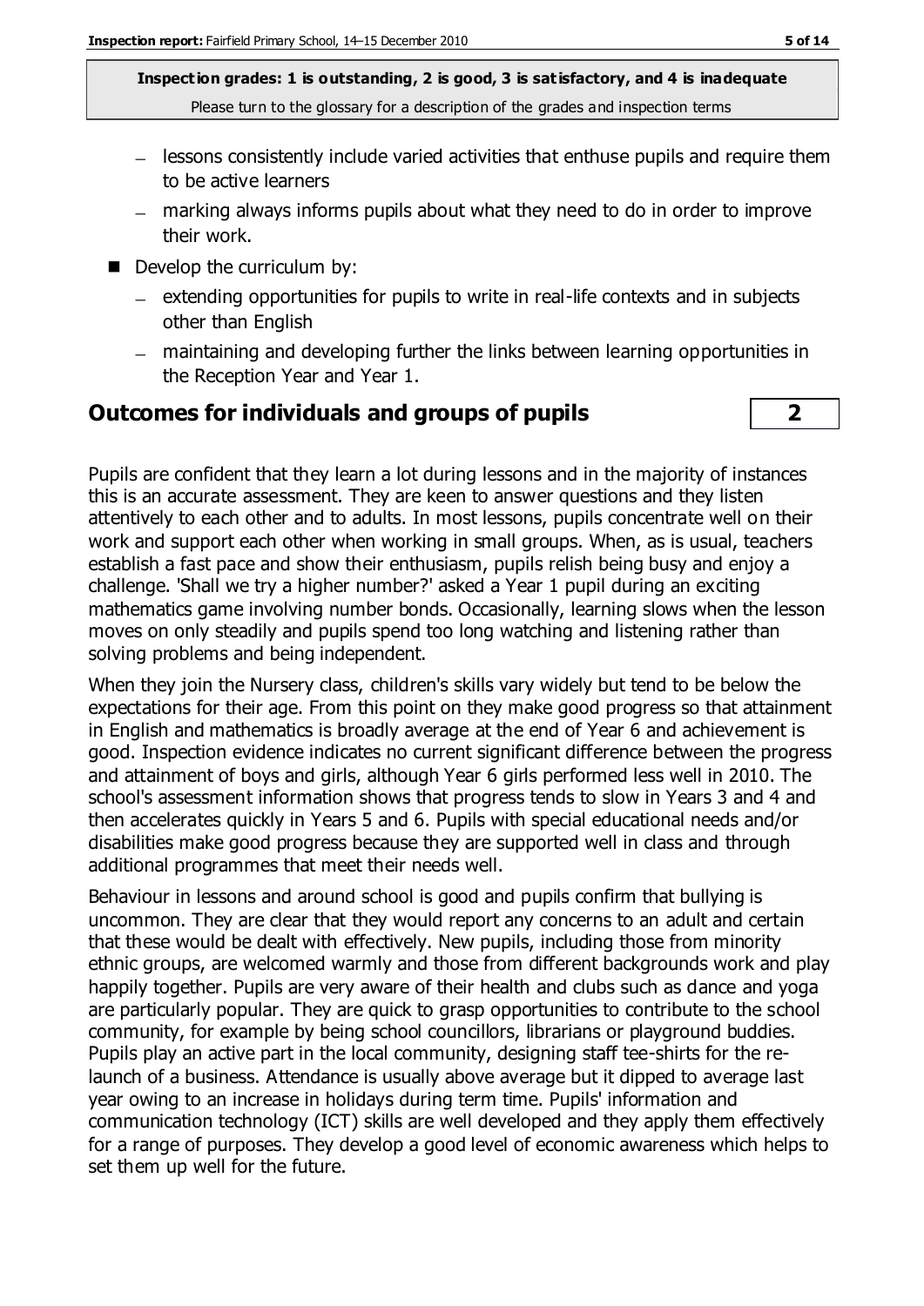**Inspection grades: 1 is outstanding, 2 is good, 3 is satisfactory, and 4 is inadequate**
Please turn to the glossary for a description of the grades and inspection terms

- lessons consistently include varied activities that enthuse pupils and require them to be active learners
- marking always informs pupils about what they need to do in order to improve their work.

- Develop the curriculum by:
  - extending opportunities for pupils to write in real-life contexts and in subjects other than English
  - maintaining and developing further the links between learning opportunities in the Reception Year and Year 1.

## Outcomes for individuals and groups of pupils **2**

Pupils are confident that they learn a lot during lessons and in the majority of instances this is an accurate assessment. They are keen to answer questions and they listen attentively to each other and to adults. In most lessons, pupils concentrate well on their work and support each other when working in small groups. When, as is usual, teachers establish a fast pace and show their enthusiasm, pupils relish being busy and enjoy a challenge. 'Shall we try a higher number?' asked a Year 1 pupil during an exciting mathematics game involving number bonds. Occasionally, learning slows when the lesson moves on only steadily and pupils spend too long watching and listening rather than solving problems and being independent.

When they join the Nursery class, children's skills vary widely but tend to be below the expectations for their age. From this point on they make good progress so that attainment in English and mathematics is broadly average at the end of Year 6 and achievement is good. Inspection evidence indicates no current significant difference between the progress and attainment of boys and girls, although Year 6 girls performed less well in 2010. The school's assessment information shows that progress tends to slow in Years 3 and 4 and then accelerates quickly in Years 5 and 6. Pupils with special educational needs and/or disabilities make good progress because they are supported well in class and through additional programmes that meet their needs well.

Behaviour in lessons and around school is good and pupils confirm that bullying is uncommon. They are clear that they would report any concerns to an adult and certain that these would be dealt with effectively. New pupils, including those from minority ethnic groups, are welcomed warmly and those from different backgrounds work and play happily together. Pupils are very aware of their health and clubs such as dance and yoga are particularly popular. They are quick to grasp opportunities to contribute to the school community, for example by being school councillors, librarians or playground buddies. Pupils play an active part in the local community, designing staff tee-shirts for the re-launch of a business. Attendance is usually above average but it dipped to average last year owing to an increase in holidays during term time. Pupils' information and communication technology (ICT) skills are well developed and they apply them effectively for a range of purposes. They develop a good level of economic awareness which helps to set them up well for the future.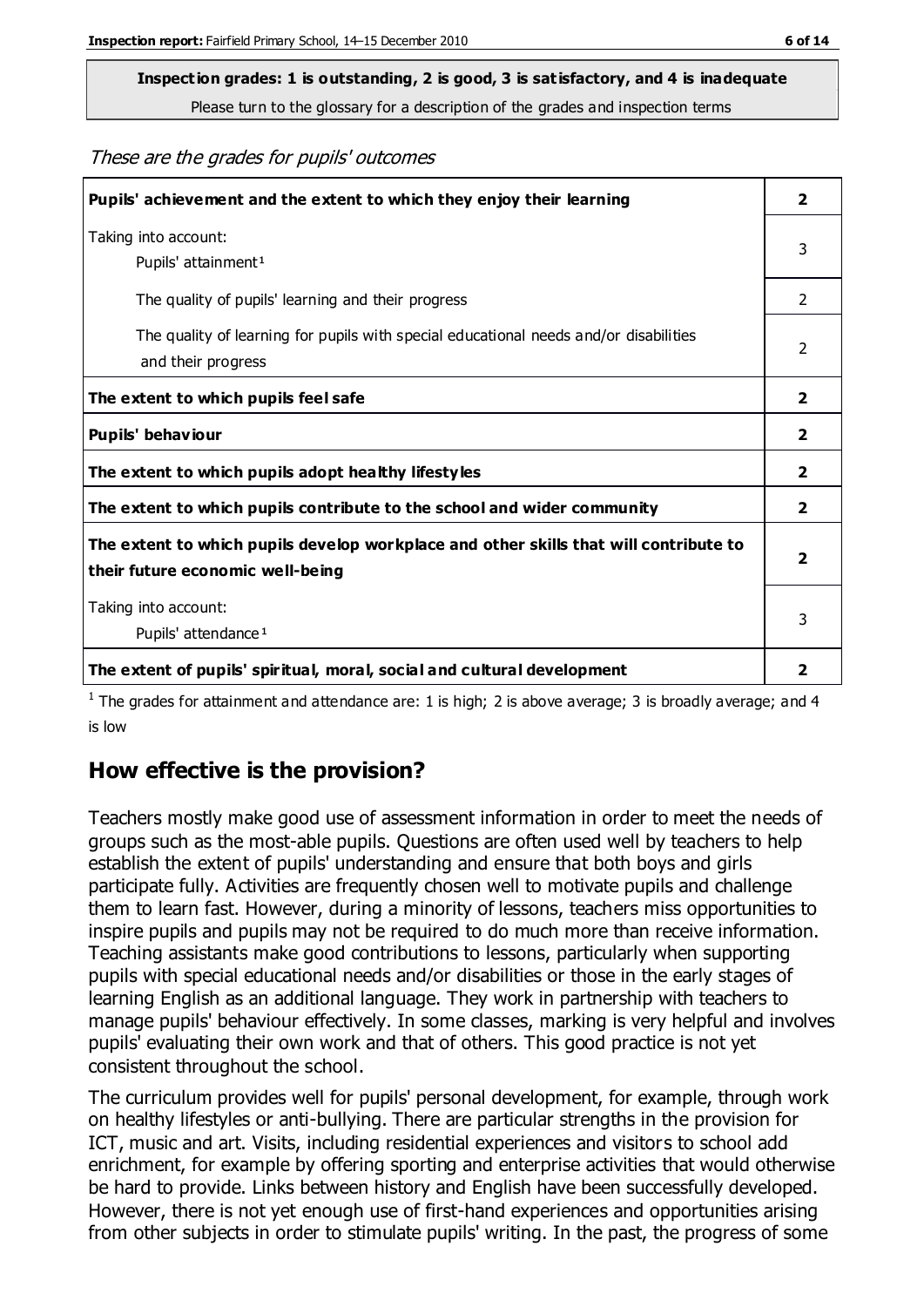**Inspection grades: 1 is outstanding, 2 is good, 3 is satisfactory, and 4 is inadequate**
Please turn to the glossary for a description of the grades and inspection terms

*These are the grades for pupils' outcomes*

| | |
|---|---|
| **Pupils' achievement and the extent to which they enjoy their learning** | **2** |
| Taking into account: Pupils' attainment[1] | 3 |
| The quality of pupils' learning and their progress | 2 |
| The quality of learning for pupils with special educational needs and/or disabilities and their progress | 2 |
| **The extent to which pupils feel safe** | **2** |
| **Pupils' behaviour** | **2** |
| **The extent to which pupils adopt healthy lifestyles** | **2** |
| **The extent to which pupils contribute to the school and wider community** | **2** |
| **The extent to which pupils develop workplace and other skills that will contribute to their future economic well-being** | **2** |
| Taking into account: Pupils' attendance[1] | 3 |
| **The extent of pupils' spiritual, moral, social and cultural development** | **2** |

[1] The grades for attainment and attendance are: 1 is high; 2 is above average; 3 is broadly average; and 4 is low

## How effective is the provision?

Teachers mostly make good use of assessment information in order to meet the needs of groups such as the most-able pupils. Questions are often used well by teachers to help establish the extent of pupils' understanding and ensure that both boys and girls participate fully. Activities are frequently chosen well to motivate pupils and challenge them to learn fast. However, during a minority of lessons, teachers miss opportunities to inspire pupils and pupils may not be required to do much more than receive information. Teaching assistants make good contributions to lessons, particularly when supporting pupils with special educational needs and/or disabilities or those in the early stages of learning English as an additional language. They work in partnership with teachers to manage pupils' behaviour effectively. In some classes, marking is very helpful and involves pupils' evaluating their own work and that of others. This good practice is not yet consistent throughout the school.

The curriculum provides well for pupils' personal development, for example, through work on healthy lifestyles or anti-bullying. There are particular strengths in the provision for ICT, music and art. Visits, including residential experiences and visitors to school add enrichment, for example by offering sporting and enterprise activities that would otherwise be hard to provide. Links between history and English have been successfully developed. However, there is not yet enough use of first-hand experiences and opportunities arising from other subjects in order to stimulate pupils' writing. In the past, the progress of some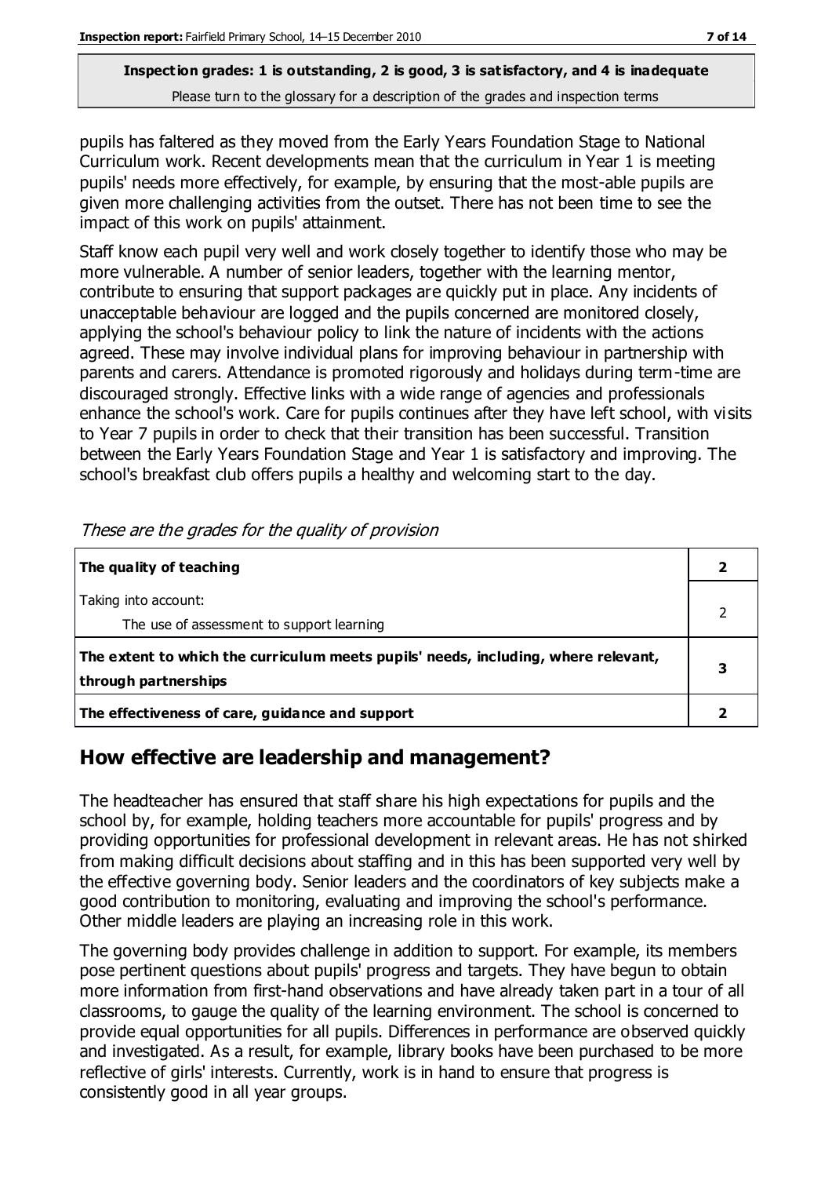pupils has faltered as they moved from the Early Years Foundation Stage to National Curriculum work. Recent developments mean that the curriculum in Year 1 is meeting pupils' needs more effectively, for example, by ensuring that the most-able pupils are given more challenging activities from the outset. There has not been time to see the impact of this work on pupils' attainment.

Staff know each pupil very well and work closely together to identify those who may be more vulnerable. A number of senior leaders, together with the learning mentor, contribute to ensuring that support packages are quickly put in place. Any incidents of unacceptable behaviour are logged and the pupils concerned are monitored closely, applying the school's behaviour policy to link the nature of incidents with the actions agreed. These may involve individual plans for improving behaviour in partnership with parents and carers. Attendance is promoted rigorously and holidays during term-time are discouraged strongly. Effective links with a wide range of agencies and professionals enhance the school's work. Care for pupils continues after they have left school, with visits to Year 7 pupils in order to check that their transition has been successful. Transition between the Early Years Foundation Stage and Year 1 is satisfactory and improving. The school's breakfast club offers pupils a healthy and welcoming start to the day.

*These are the grades for the quality of provision*

| | |
|---|---|
| **The quality of teaching** | **2** |
| Taking into account:<br>The use of assessment to support learning | 2 |
| **The extent to which the curriculum meets pupils' needs, including, where relevant, through partnerships** | **3** |
| **The effectiveness of care, guidance and support** | **2** |

## How effective are leadership and management?

The headteacher has ensured that staff share his high expectations for pupils and the school by, for example, holding teachers more accountable for pupils' progress and by providing opportunities for professional development in relevant areas. He has not shirked from making difficult decisions about staffing and in this has been supported very well by the effective governing body. Senior leaders and the coordinators of key subjects make a good contribution to monitoring, evaluating and improving the school's performance. Other middle leaders are playing an increasing role in this work.

The governing body provides challenge in addition to support. For example, its members pose pertinent questions about pupils' progress and targets. They have begun to obtain more information from first-hand observations and have already taken part in a tour of all classrooms, to gauge the quality of the learning environment. The school is concerned to provide equal opportunities for all pupils. Differences in performance are observed quickly and investigated. As a result, for example, library books have been purchased to be more reflective of girls' interests. Currently, work is in hand to ensure that progress is consistently good in all year groups.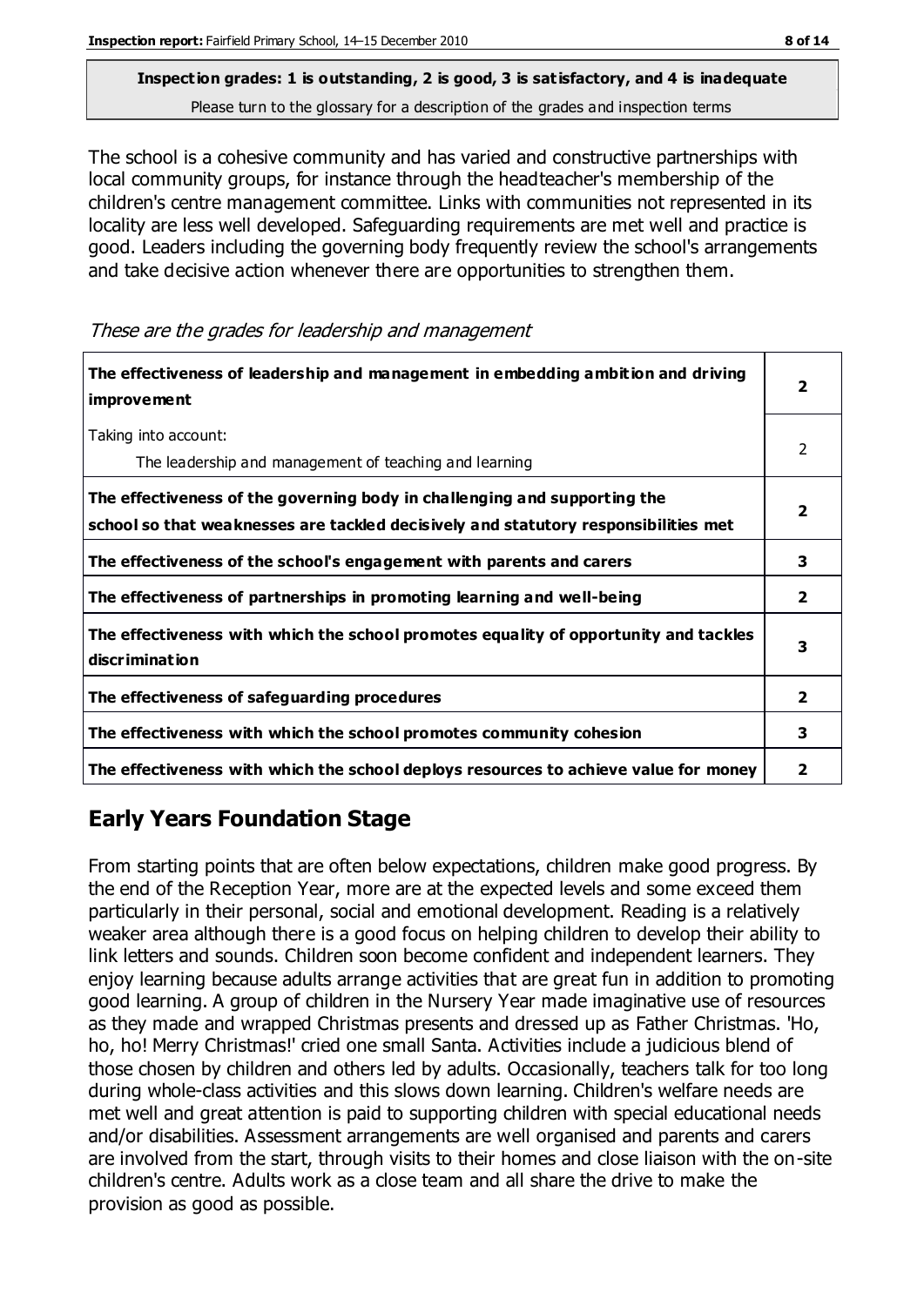**Inspection grades: 1 is outstanding, 2 is good, 3 is satisfactory, and 4 is inadequate**
Please turn to the glossary for a description of the grades and inspection terms

The school is a cohesive community and has varied and constructive partnerships with local community groups, for instance through the headteacher's membership of the children's centre management committee. Links with communities not represented in its locality are less well developed. Safeguarding requirements are met well and practice is good. Leaders including the governing body frequently review the school's arrangements and take decisive action whenever there are opportunities to strengthen them.

*These are the grades for leadership and management*

| | |
|---|---|
| **The effectiveness of leadership and management in embedding ambition and driving improvement** | **2** |
| Taking into account:<br>The leadership and management of teaching and learning | 2 |
| **The effectiveness of the governing body in challenging and supporting the school so that weaknesses are tackled decisively and statutory responsibilities met** | **2** |
| **The effectiveness of the school's engagement with parents and carers** | **3** |
| **The effectiveness of partnerships in promoting learning and well-being** | **2** |
| **The effectiveness with which the school promotes equality of opportunity and tackles discrimination** | **3** |
| **The effectiveness of safeguarding procedures** | **2** |
| **The effectiveness with which the school promotes community cohesion** | **3** |
| **The effectiveness with which the school deploys resources to achieve value for money** | **2** |

## Early Years Foundation Stage

From starting points that are often below expectations, children make good progress. By the end of the Reception Year, more are at the expected levels and some exceed them particularly in their personal, social and emotional development. Reading is a relatively weaker area although there is a good focus on helping children to develop their ability to link letters and sounds. Children soon become confident and independent learners. They enjoy learning because adults arrange activities that are great fun in addition to promoting good learning. A group of children in the Nursery Year made imaginative use of resources as they made and wrapped Christmas presents and dressed up as Father Christmas. 'Ho, ho, ho! Merry Christmas!' cried one small Santa. Activities include a judicious blend of those chosen by children and others led by adults. Occasionally, teachers talk for too long during whole-class activities and this slows down learning. Children's welfare needs are met well and great attention is paid to supporting children with special educational needs and/or disabilities. Assessment arrangements are well organised and parents and carers are involved from the start, through visits to their homes and close liaison with the on-site children's centre. Adults work as a close team and all share the drive to make the provision as good as possible.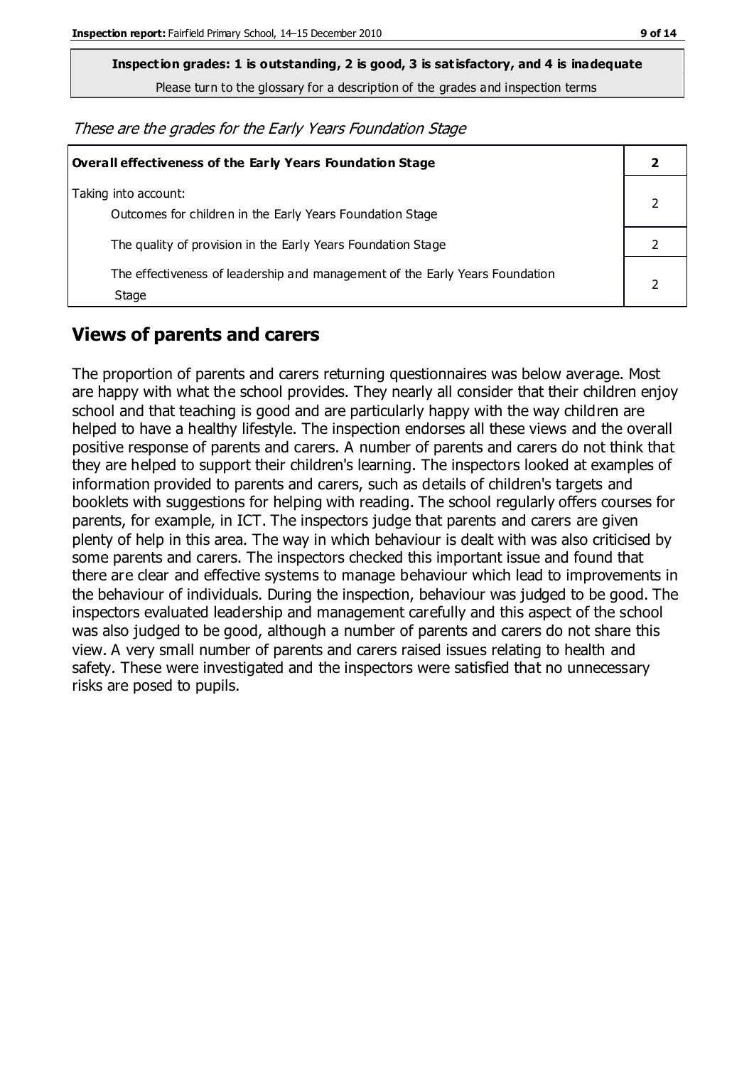**Inspection grades: 1 is outstanding, 2 is good, 3 is satisfactory, and 4 is inadequate**

Please turn to the glossary for a description of the grades and inspection terms

*These are the grades for the Early Years Foundation Stage*

| Overall effectiveness of the Early Years Foundation Stage | 2 |
|---|---|
| Taking into account:<br>Outcomes for children in the Early Years Foundation Stage | 2 |
| The quality of provision in the Early Years Foundation Stage | 2 |
| The effectiveness of leadership and management of the Early Years Foundation Stage | 2 |

## Views of parents and carers

The proportion of parents and carers returning questionnaires was below average. Most are happy with what the school provides. They nearly all consider that their children enjoy school and that teaching is good and are particularly happy with the way children are helped to have a healthy lifestyle. The inspection endorses all these views and the overall positive response of parents and carers. A number of parents and carers do not think that they are helped to support their children's learning. The inspectors looked at examples of information provided to parents and carers, such as details of children's targets and booklets with suggestions for helping with reading. The school regularly offers courses for parents, for example, in ICT. The inspectors judge that parents and carers are given plenty of help in this area. The way in which behaviour is dealt with was also criticised by some parents and carers. The inspectors checked this important issue and found that there are clear and effective systems to manage behaviour which lead to improvements in the behaviour of individuals. During the inspection, behaviour was judged to be good. The inspectors evaluated leadership and management carefully and this aspect of the school was also judged to be good, although a number of parents and carers do not share this view. A very small number of parents and carers raised issues relating to health and safety. These were investigated and the inspectors were satisfied that no unnecessary risks are posed to pupils.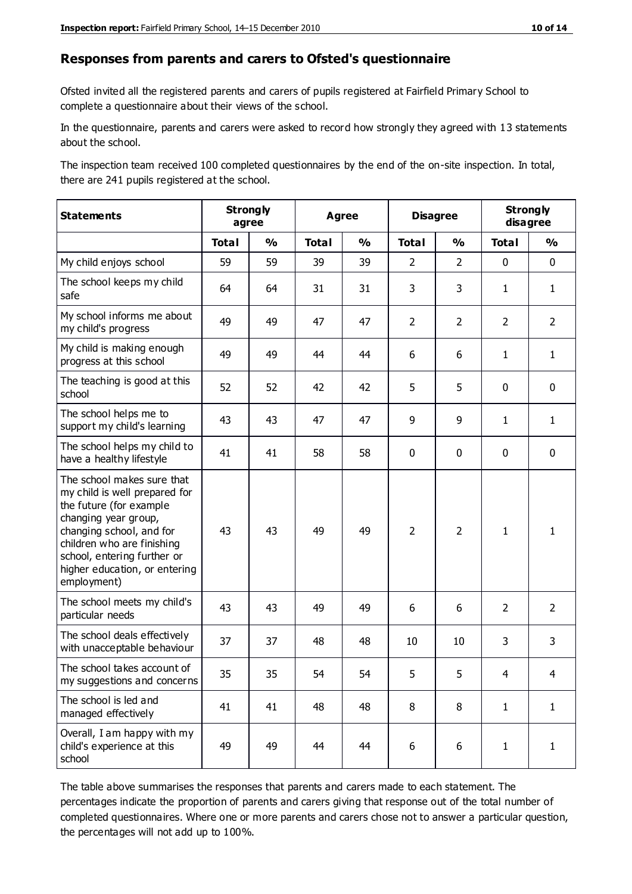## Responses from parents and carers to Ofsted's questionnaire

Ofsted invited all the registered parents and carers of pupils registered at Fairfield Primary School to complete a questionnaire about their views of the school.

In the questionnaire, parents and carers were asked to record how strongly they agreed with 13 statements about the school.

The inspection team received 100 completed questionnaires by the end of the on-site inspection. In total, there are 241 pupils registered at the school.

| Statements | Strongly agree | | Agree | | Disagree | | Strongly disagree | |
|---|---|---|---|---|---|---|---|---|
| | Total | % | Total | % | Total | % | Total | % |
| My child enjoys school | 59 | 59 | 39 | 39 | 2 | 2 | 0 | 0 |
| The school keeps my child safe | 64 | 64 | 31 | 31 | 3 | 3 | 1 | 1 |
| My school informs me about my child's progress | 49 | 49 | 47 | 47 | 2 | 2 | 2 | 2 |
| My child is making enough progress at this school | 49 | 49 | 44 | 44 | 6 | 6 | 1 | 1 |
| The teaching is good at this school | 52 | 52 | 42 | 42 | 5 | 5 | 0 | 0 |
| The school helps me to support my child's learning | 43 | 43 | 47 | 47 | 9 | 9 | 1 | 1 |
| The school helps my child to have a healthy lifestyle | 41 | 41 | 58 | 58 | 0 | 0 | 0 | 0 |
| The school makes sure that my child is well prepared for the future (for example changing year group, changing school, and for children who are finishing school, entering further or higher education, or entering employment) | 43 | 43 | 49 | 49 | 2 | 2 | 1 | 1 |
| The school meets my child's particular needs | 43 | 43 | 49 | 49 | 6 | 6 | 2 | 2 |
| The school deals effectively with unacceptable behaviour | 37 | 37 | 48 | 48 | 10 | 10 | 3 | 3 |
| The school takes account of my suggestions and concerns | 35 | 35 | 54 | 54 | 5 | 5 | 4 | 4 |
| The school is led and managed effectively | 41 | 41 | 48 | 48 | 8 | 8 | 1 | 1 |
| Overall, I am happy with my child's experience at this school | 49 | 49 | 44 | 44 | 6 | 6 | 1 | 1 |

The table above summarises the responses that parents and carers made to each statement. The percentages indicate the proportion of parents and carers giving that response out of the total number of completed questionnaires. Where one or more parents and carers chose not to answer a particular question, the percentages will not add up to 100%.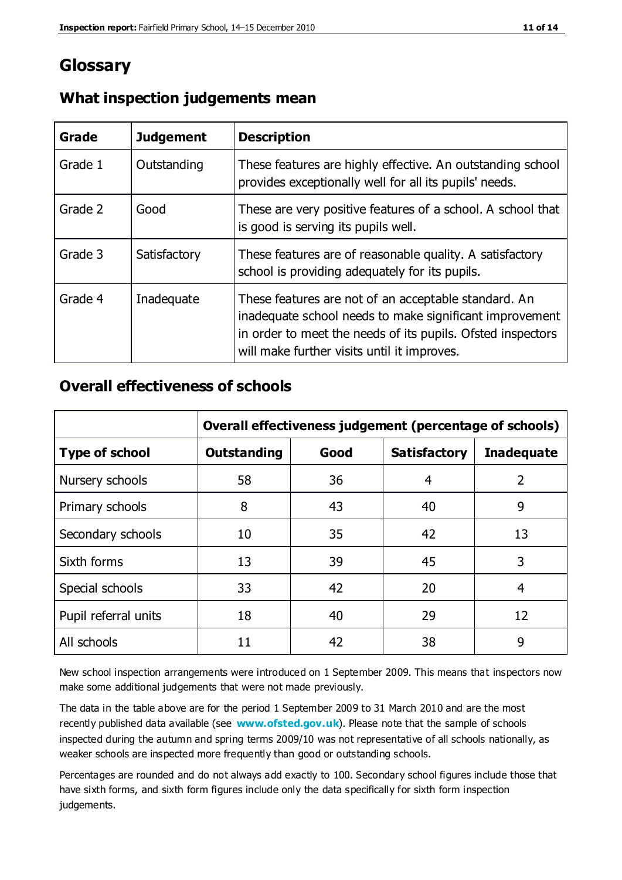# Glossary

## What inspection judgements mean

| Grade | Judgement | Description |
|---|---|---|
| Grade 1 | Outstanding | These features are highly effective. An outstanding school provides exceptionally well for all its pupils' needs. |
| Grade 2 | Good | These are very positive features of a school. A school that is good is serving its pupils well. |
| Grade 3 | Satisfactory | These features are of reasonable quality. A satisfactory school is providing adequately for its pupils. |
| Grade 4 | Inadequate | These features are not of an acceptable standard. An inadequate school needs to make significant improvement in order to meet the needs of its pupils. Ofsted inspectors will make further visits until it improves. |

## Overall effectiveness of schools

| | Overall effectiveness judgement (percentage of schools) | | | |
|---|---|---|---|---|
| **Type of school** | **Outstanding** | **Good** | **Satisfactory** | **Inadequate** |
| Nursery schools | 58 | 36 | 4 | 2 |
| Primary schools | 8 | 43 | 40 | 9 |
| Secondary schools | 10 | 35 | 42 | 13 |
| Sixth forms | 13 | 39 | 45 | 3 |
| Special schools | 33 | 42 | 20 | 4 |
| Pupil referral units | 18 | 40 | 29 | 12 |
| All schools | 11 | 42 | 38 | 9 |

New school inspection arrangements were introduced on 1 September 2009. This means that inspectors now make some additional judgements that were not made previously.

The data in the table above are for the period 1 September 2009 to 31 March 2010 and are the most recently published data available (see **www.ofsted.gov.uk**). Please note that the sample of schools inspected during the autumn and spring terms 2009/10 was not representative of all schools nationally, as weaker schools are inspected more frequently than good or outstanding schools.

Percentages are rounded and do not always add exactly to 100. Secondary school figures include those that have sixth forms, and sixth form figures include only the data specifically for sixth form inspection judgements.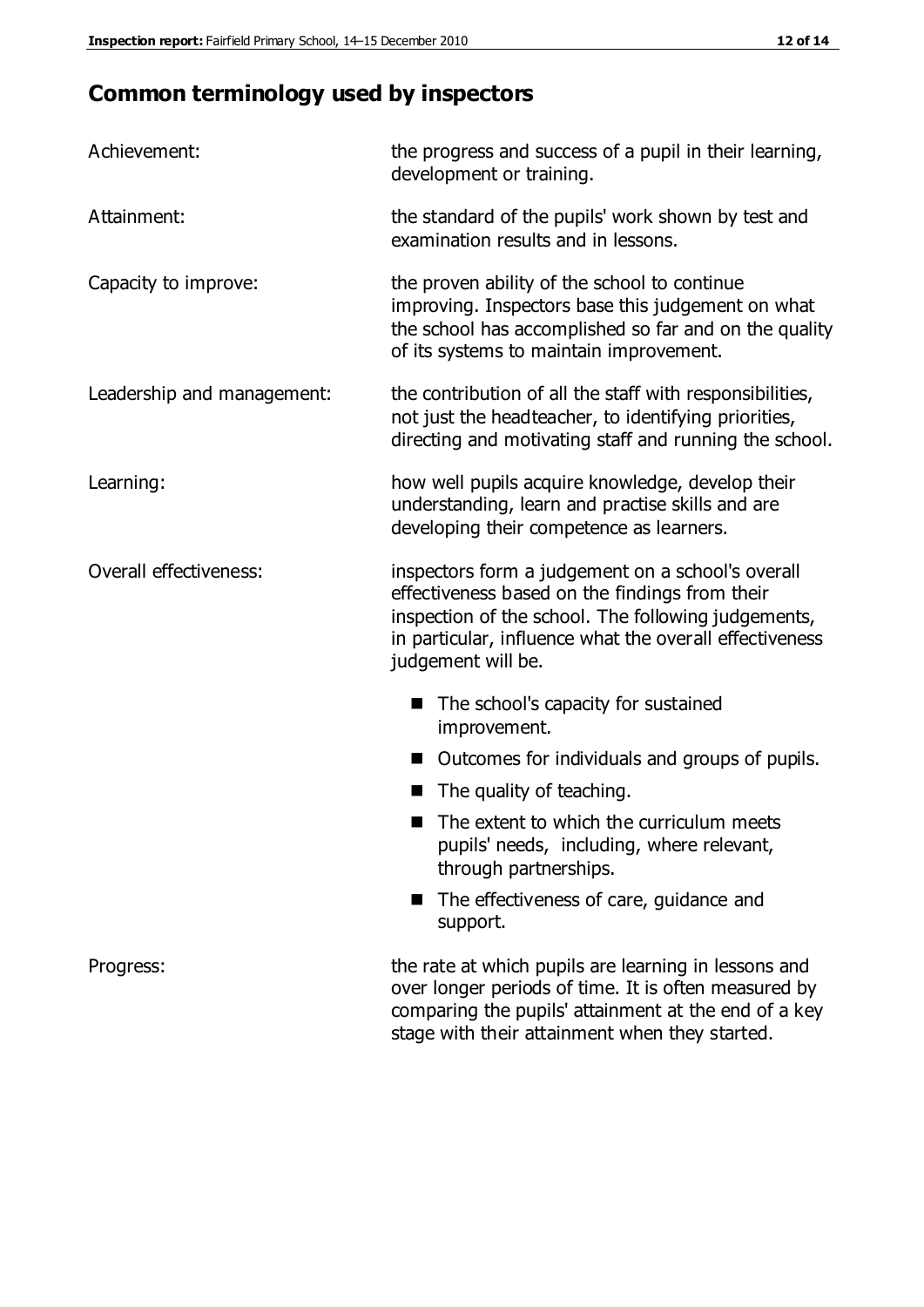## Common terminology used by inspectors

| | |
|---|---|
| Achievement: | the progress and success of a pupil in their learning, development or training. |
| Attainment: | the standard of the pupils' work shown by test and examination results and in lessons. |
| Capacity to improve: | the proven ability of the school to continue improving. Inspectors base this judgement on what the school has accomplished so far and on the quality of its systems to maintain improvement. |
| Leadership and management: | the contribution of all the staff with responsibilities, not just the headteacher, to identifying priorities, directing and motivating staff and running the school. |
| Learning: | how well pupils acquire knowledge, develop their understanding, learn and practise skills and are developing their competence as learners. |
| Overall effectiveness: | inspectors form a judgement on a school's overall effectiveness based on the findings from their inspection of the school. The following judgements, in particular, influence what the overall effectiveness judgement will be. |

- The school's capacity for sustained improvement.
- Outcomes for individuals and groups of pupils.
- The quality of teaching.
- The extent to which the curriculum meets pupils' needs, including, where relevant, through partnerships.
- The effectiveness of care, guidance and support.

| | |
|---|---|
| Progress: | the rate at which pupils are learning in lessons and over longer periods of time. It is often measured by comparing the pupils' attainment at the end of a key stage with their attainment when they started. |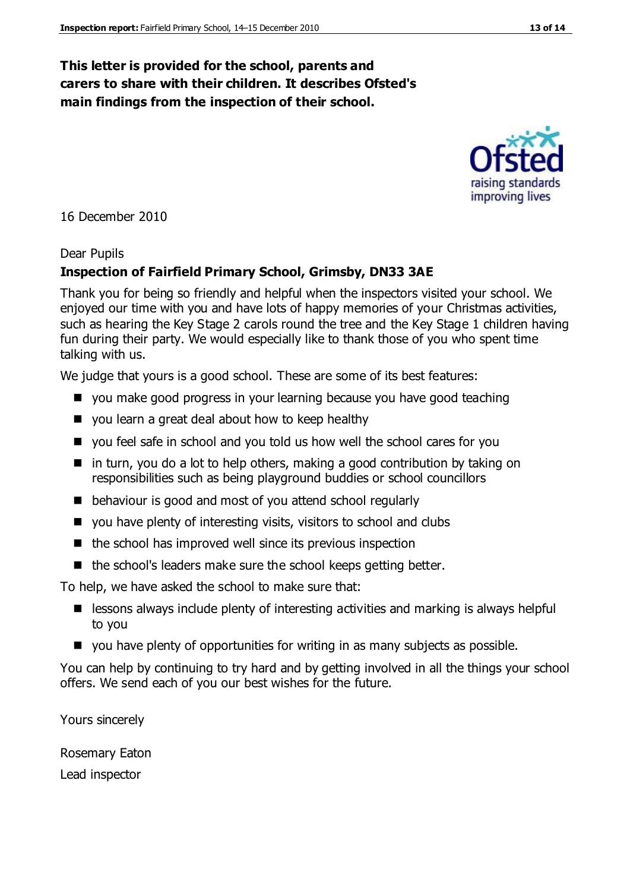**This letter is provided for the school, parents and carers to share with their children. It describes Ofsted's main findings from the inspection of their school.**

16 December 2010

Dear Pupils

**Inspection of Fairfield Primary School, Grimsby, DN33 3AE**

Thank you for being so friendly and helpful when the inspectors visited your school. We enjoyed our time with you and have lots of happy memories of your Christmas activities, such as hearing the Key Stage 2 carols round the tree and the Key Stage 1 children having fun during their party. We would especially like to thank those of you who spent time talking with us.

We judge that yours is a good school. These are some of its best features:

- you make good progress in your learning because you have good teaching
- you learn a great deal about how to keep healthy
- you feel safe in school and you told us how well the school cares for you
- in turn, you do a lot to help others, making a good contribution by taking on responsibilities such as being playground buddies or school councillors
- behaviour is good and most of you attend school regularly
- you have plenty of interesting visits, visitors to school and clubs
- the school has improved well since its previous inspection
- the school's leaders make sure the school keeps getting better.

To help, we have asked the school to make sure that:

- lessons always include plenty of interesting activities and marking is always helpful to you
- you have plenty of opportunities for writing in as many subjects as possible.

You can help by continuing to try hard and by getting involved in all the things your school offers. We send each of you our best wishes for the future.

Yours sincerely

Rosemary Eaton

Lead inspector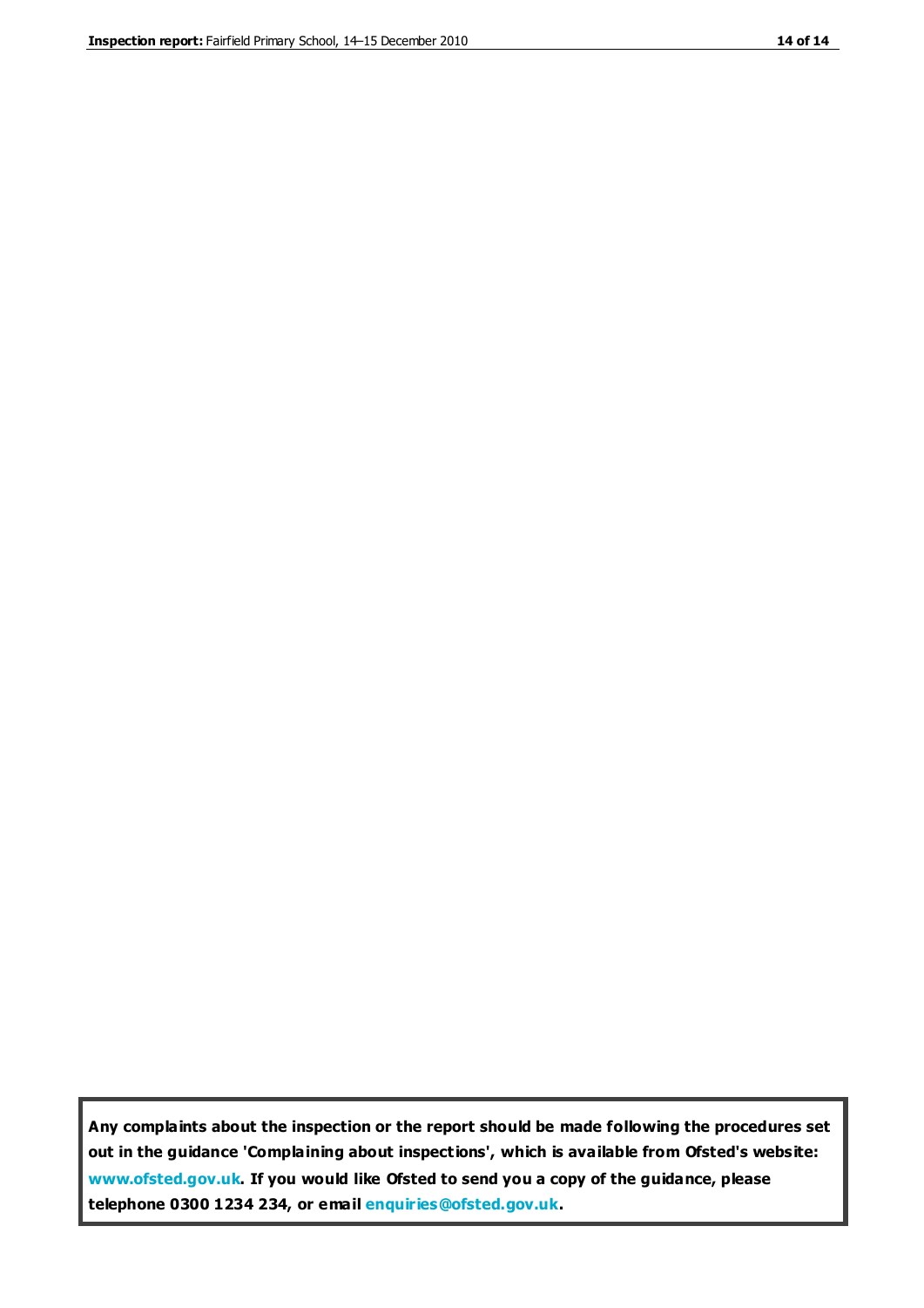**Any complaints about the inspection or the report should be made following the procedures set out in the guidance 'Complaining about inspections', which is available from Ofsted's website: www.ofsted.gov.uk. If you would like Ofsted to send you a copy of the guidance, please telephone 0300 1234 234, or email enquiries@ofsted.gov.uk.**